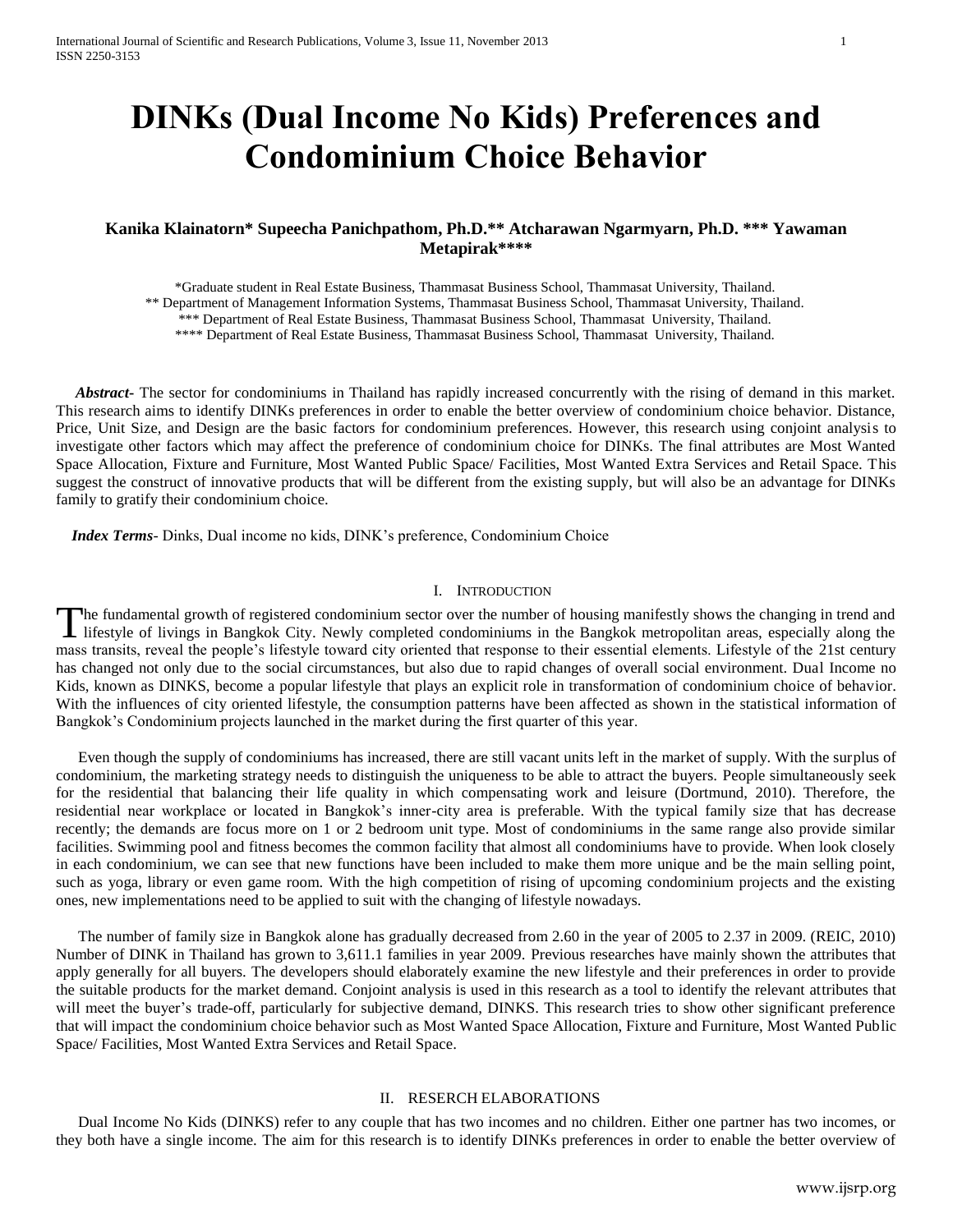# DINKs (Dual Income No Kids) Preferences and Condominium Choice Behavior

**Kanika Klainatorn* Supeecha Panichpathom, Ph.D.** Atcharawan Ngarmyarn, Ph.D. *** Yawaman Metapirak******

*Graduate student in Real Estate Business, Thammasat Business School, Thammasat University, Thailand.
** Department of Management Information Systems, Thammasat Business School, Thammasat University, Thailand.
*** Department of Real Estate Business, Thammasat Business School, Thammasat University, Thailand.
**** Department of Real Estate Business, Thammasat Business School, Thammasat University, Thailand.

***Abstract-*** The sector for condominiums in Thailand has rapidly increased concurrently with the rising of demand in this market. This research aims to identify DINKs preferences in order to enable the better overview of condominium choice behavior. Distance, Price, Unit Size, and Design are the basic factors for condominium preferences. However, this research using conjoint analysis to investigate other factors which may affect the preference of condominium choice for DINKs. The final attributes are Most Wanted Space Allocation, Fixture and Furniture, Most Wanted Public Space/ Facilities, Most Wanted Extra Services and Retail Space. This suggest the construct of innovative products that will be different from the existing supply, but will also be an advantage for DINKs family to gratify their condominium choice.

***Index Terms*-** Dinks, Dual income no kids, DINK's preference, Condominium Choice

## I. Introduction

The fundamental growth of registered condominium sector over the number of housing manifestly shows the changing in trend and lifestyle of livings in Bangkok City. Newly completed condominiums in the Bangkok metropolitan areas, especially along the mass transits, reveal the people's lifestyle toward city oriented that response to their essential elements. Lifestyle of the 21st century has changed not only due to the social circumstances, but also due to rapid changes of overall social environment. Dual Income no Kids, known as DINKS, become a popular lifestyle that plays an explicit role in transformation of condominium choice of behavior. With the influences of city oriented lifestyle, the consumption patterns have been affected as shown in the statistical information of Bangkok's Condominium projects launched in the market during the first quarter of this year.

Even though the supply of condominiums has increased, there are still vacant units left in the market of supply. With the surplus of condominium, the marketing strategy needs to distinguish the uniqueness to be able to attract the buyers. People simultaneously seek for the residential that balancing their life quality in which compensating work and leisure (Dortmund, 2010). Therefore, the residential near workplace or located in Bangkok's inner-city area is preferable. With the typical family size that has decrease recently; the demands are focus more on 1 or 2 bedroom unit type. Most of condominiums in the same range also provide similar facilities. Swimming pool and fitness becomes the common facility that almost all condominiums have to provide. When look closely in each condominium, we can see that new functions have been included to make them more unique and be the main selling point, such as yoga, library or even game room. With the high competition of rising of upcoming condominium projects and the existing ones, new implementations need to be applied to suit with the changing of lifestyle nowadays.

The number of family size in Bangkok alone has gradually decreased from 2.60 in the year of 2005 to 2.37 in 2009. (REIC, 2010) Number of DINK in Thailand has grown to 3,611.1 families in year 2009. Previous researches have mainly shown the attributes that apply generally for all buyers. The developers should elaborately examine the new lifestyle and their preferences in order to provide the suitable products for the market demand. Conjoint analysis is used in this research as a tool to identify the relevant attributes that will meet the buyer's trade-off, particularly for subjective demand, DINKS. This research tries to show other significant preference that will impact the condominium choice behavior such as Most Wanted Space Allocation, Fixture and Furniture, Most Wanted Public Space/ Facilities, Most Wanted Extra Services and Retail Space.

## II. Reserch Elaborations

Dual Income No Kids (DINKS) refer to any couple that has two incomes and no children. Either one partner has two incomes, or they both have a single income. The aim for this research is to identify DINKs preferences in order to enable the better overview of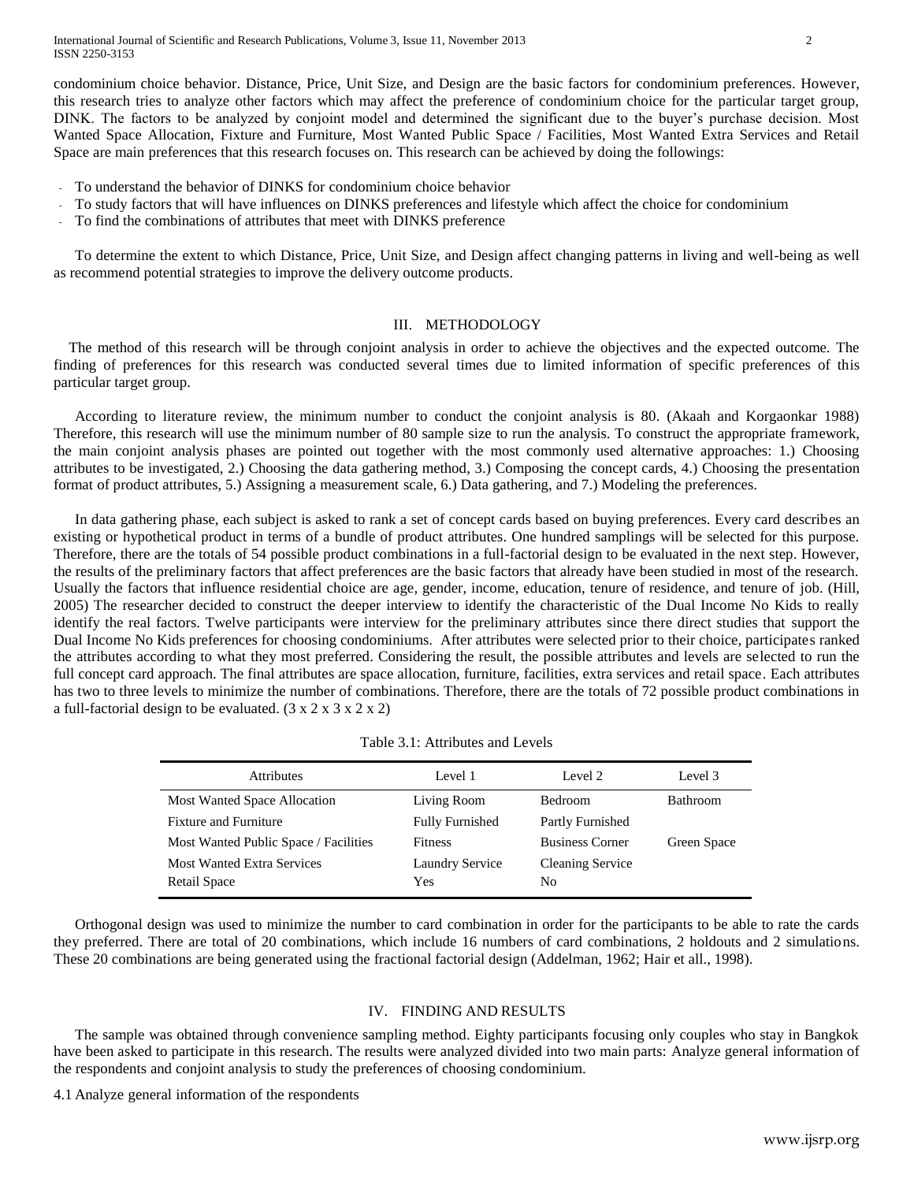condominium choice behavior. Distance, Price, Unit Size, and Design are the basic factors for condominium preferences. However, this research tries to analyze other factors which may affect the preference of condominium choice for the particular target group, DINK. The factors to be analyzed by conjoint model and determined the significant due to the buyer's purchase decision. Most Wanted Space Allocation, Fixture and Furniture, Most Wanted Public Space / Facilities, Most Wanted Extra Services and Retail Space are main preferences that this research focuses on. This research can be achieved by doing the followings:

- To understand the behavior of DINKS for condominium choice behavior
- To study factors that will have influences on DINKS preferences and lifestyle which affect the choice for condominium
- To find the combinations of attributes that meet with DINKS preference

To determine the extent to which Distance, Price, Unit Size, and Design affect changing patterns in living and well-being as well as recommend potential strategies to improve the delivery outcome products.

## III. METHODOLOGY

The method of this research will be through conjoint analysis in order to achieve the objectives and the expected outcome. The finding of preferences for this research was conducted several times due to limited information of specific preferences of this particular target group.

According to literature review, the minimum number to conduct the conjoint analysis is 80. (Akaah and Korgaonkar 1988) Therefore, this research will use the minimum number of 80 sample size to run the analysis. To construct the appropriate framework, the main conjoint analysis phases are pointed out together with the most commonly used alternative approaches: 1.) Choosing attributes to be investigated, 2.) Choosing the data gathering method, 3.) Composing the concept cards, 4.) Choosing the presentation format of product attributes, 5.) Assigning a measurement scale, 6.) Data gathering, and 7.) Modeling the preferences.

In data gathering phase, each subject is asked to rank a set of concept cards based on buying preferences. Every card describes an existing or hypothetical product in terms of a bundle of product attributes. One hundred samplings will be selected for this purpose. Therefore, there are the totals of 54 possible product combinations in a full-factorial design to be evaluated in the next step. However, the results of the preliminary factors that affect preferences are the basic factors that already have been studied in most of the research. Usually the factors that influence residential choice are age, gender, income, education, tenure of residence, and tenure of job. (Hill, 2005) The researcher decided to construct the deeper interview to identify the characteristic of the Dual Income No Kids to really identify the real factors. Twelve participants were interview for the preliminary attributes since there direct studies that support the Dual Income No Kids preferences for choosing condominiums. After attributes were selected prior to their choice, participates ranked the attributes according to what they most preferred. Considering the result, the possible attributes and levels are selected to run the full concept card approach. The final attributes are space allocation, furniture, facilities, extra services and retail space. Each attributes has two to three levels to minimize the number of combinations. Therefore, there are the totals of 72 possible product combinations in a full-factorial design to be evaluated. (3 x 2 x 3 x 2 x 2)

Table 3.1: Attributes and Levels

| Attributes | Level 1 | Level 2 | Level 3 |
|---|---|---|---|
| Most Wanted Space Allocation | Living Room | Bedroom | Bathroom |
| Fixture and Furniture | Fully Furnished | Partly Furnished | |
| Most Wanted Public Space / Facilities | Fitness | Business Corner | Green Space |
| Most Wanted Extra Services | Laundry Service | Cleaning Service | |
| Retail Space | Yes | No | |

Orthogonal design was used to minimize the number to card combination in order for the participants to be able to rate the cards they preferred. There are total of 20 combinations, which include 16 numbers of card combinations, 2 holdouts and 2 simulations. These 20 combinations are being generated using the fractional factorial design (Addelman, 1962; Hair et all., 1998).

## IV. FINDING AND RESULTS

The sample was obtained through convenience sampling method. Eighty participants focusing only couples who stay in Bangkok have been asked to participate in this research. The results were analyzed divided into two main parts: Analyze general information of the respondents and conjoint analysis to study the preferences of choosing condominium.

4.1 Analyze general information of the respondents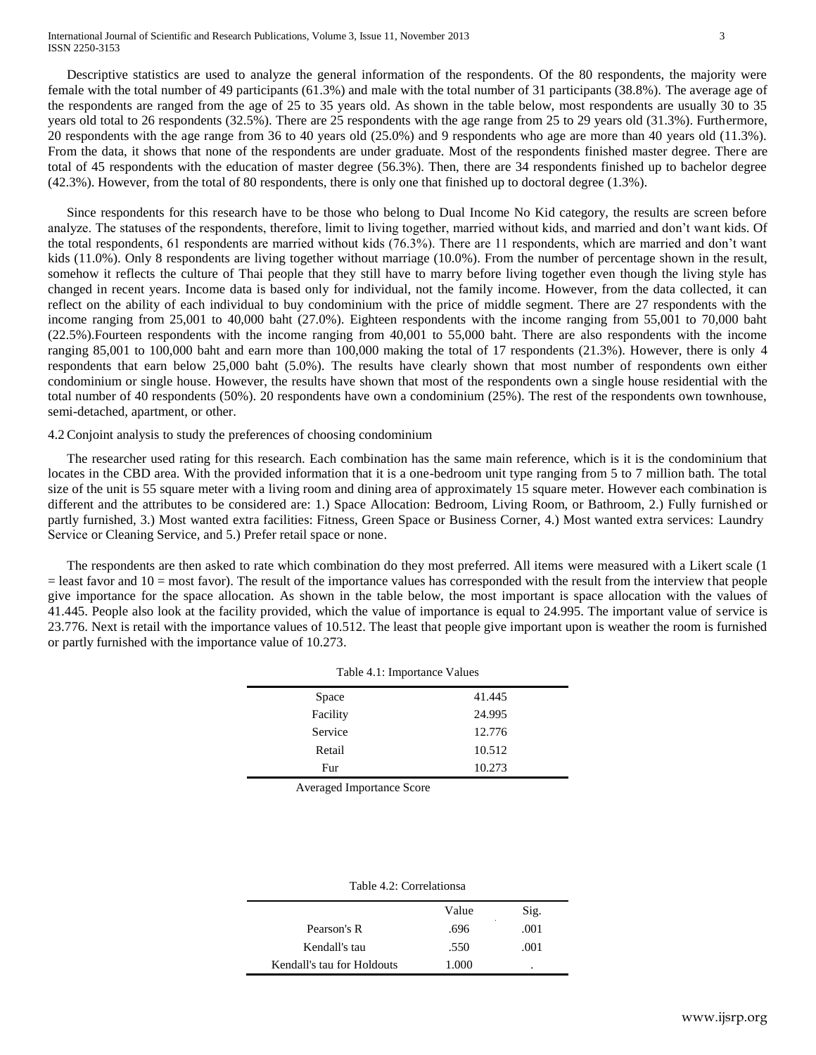Descriptive statistics are used to analyze the general information of the respondents. Of the 80 respondents, the majority were female with the total number of 49 participants (61.3%) and male with the total number of 31 participants (38.8%). The average age of the respondents are ranged from the age of 25 to 35 years old. As shown in the table below, most respondents are usually 30 to 35 years old total to 26 respondents (32.5%). There are 25 respondents with the age range from 25 to 29 years old (31.3%). Furthermore, 20 respondents with the age range from 36 to 40 years old (25.0%) and 9 respondents who age are more than 40 years old (11.3%). From the data, it shows that none of the respondents are under graduate. Most of the respondents finished master degree. There are total of 45 respondents with the education of master degree (56.3%). Then, there are 34 respondents finished up to bachelor degree (42.3%). However, from the total of 80 respondents, there is only one that finished up to doctoral degree (1.3%).

Since respondents for this research have to be those who belong to Dual Income No Kid category, the results are screen before analyze. The statuses of the respondents, therefore, limit to living together, married without kids, and married and don't want kids. Of the total respondents, 61 respondents are married without kids (76.3%). There are 11 respondents, which are married and don't want kids (11.0%). Only 8 respondents are living together without marriage (10.0%). From the number of percentage shown in the result, somehow it reflects the culture of Thai people that they still have to marry before living together even though the living style has changed in recent years. Income data is based only for individual, not the family income. However, from the data collected, it can reflect on the ability of each individual to buy condominium with the price of middle segment. There are 27 respondents with the income ranging from 25,001 to 40,000 baht (27.0%). Eighteen respondents with the income ranging from 55,001 to 70,000 baht (22.5%).Fourteen respondents with the income ranging from 40,001 to 55,000 baht. There are also respondents with the income ranging 85,001 to 100,000 baht and earn more than 100,000 making the total of 17 respondents (21.3%). However, there is only 4 respondents that earn below 25,000 baht (5.0%). The results have clearly shown that most number of respondents own either condominium or single house. However, the results have shown that most of the respondents own a single house residential with the total number of 40 respondents (50%). 20 respondents have own a condominium (25%). The rest of the respondents own townhouse, semi-detached, apartment, or other.

### 4.2 Conjoint analysis to study the preferences of choosing condominium

The researcher used rating for this research. Each combination has the same main reference, which is it is the condominium that locates in the CBD area. With the provided information that it is a one-bedroom unit type ranging from 5 to 7 million bath. The total size of the unit is 55 square meter with a living room and dining area of approximately 15 square meter. However each combination is different and the attributes to be considered are: 1.) Space Allocation: Bedroom, Living Room, or Bathroom, 2.) Fully furnished or partly furnished, 3.) Most wanted extra facilities: Fitness, Green Space or Business Corner, 4.) Most wanted extra services: Laundry Service or Cleaning Service, and 5.) Prefer retail space or none.

The respondents are then asked to rate which combination do they most preferred. All items were measured with a Likert scale (1 = least favor and 10 = most favor). The result of the importance values has corresponded with the result from the interview that people give importance for the space allocation. As shown in the table below, the most important is space allocation with the values of 41.445. People also look at the facility provided, which the value of importance is equal to 24.995. The important value of service is 23.776. Next is retail with the importance values of 10.512. The least that people give important upon is weather the room is furnished or partly furnished with the importance value of 10.273.

Table 4.1: Importance Values

| | |
|---|---|
| Space | 41.445 |
| Facility | 24.995 |
| Service | 12.776 |
| Retail | 10.512 |
| Fur | 10.273 |

Averaged Importance Score

Table 4.2: Correlationsa

| | Value | Sig. |
|---|---|---|
| Pearson's R | .696 | .001 |
| Kendall's tau | .550 | .001 |
| Kendall's tau for Holdouts | 1.000 | . |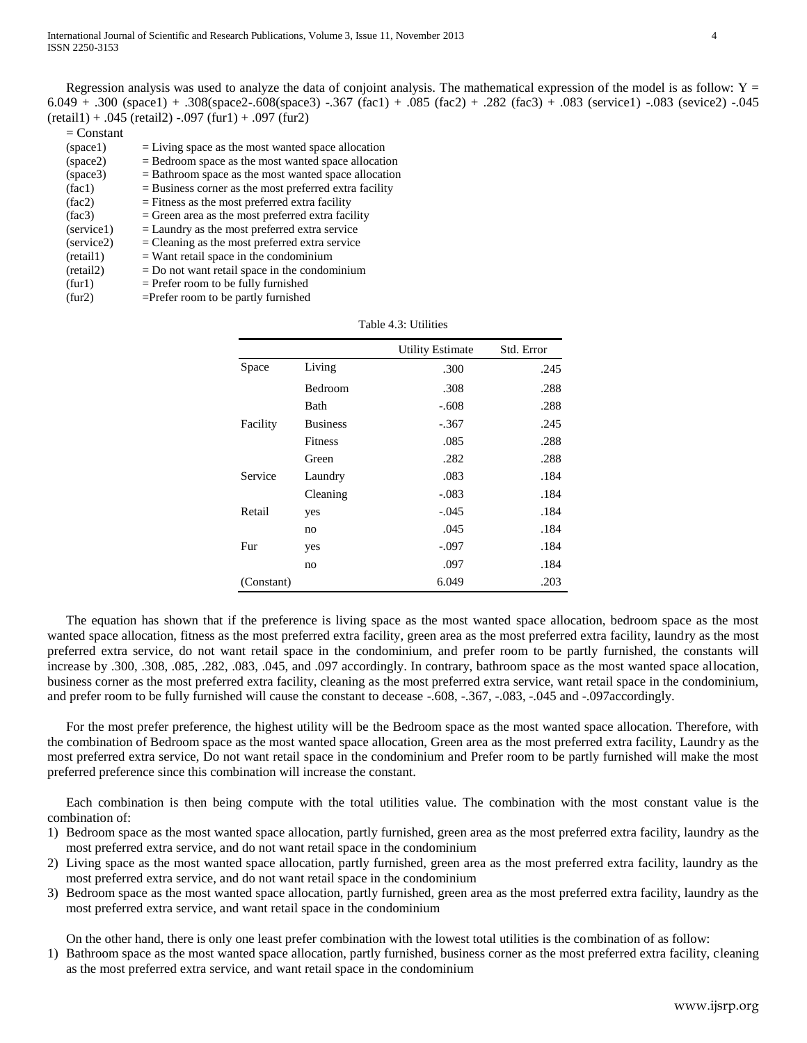Regression analysis was used to analyze the data of conjoint analysis. The mathematical expression of the model is as follow: $Y = 6.049 + .300\ (space1) + .308(space2 - .608(space3)\ -.367\ (fac1) + .085\ (fac2) + .282\ (fac3) + .083\ (service1)\ -.083\ (sevice2)\ -.045\ (retail1) + .045\ (retail2)\ -.097\ (fur1) + .097\ (fur2)$

= Constant

| | |
|---|---|
| (space1) | = Living space as the most wanted space allocation |
| (space2) | = Bedroom space as the most wanted space allocation |
| (space3) | = Bathroom space as the most wanted space allocation |
| (fac1) | = Business corner as the most preferred extra facility |
| (fac2) | = Fitness as the most preferred extra facility |
| (fac3) | = Green area as the most preferred extra facility |
| (service1) | = Laundry as the most preferred extra service |
| (service2) | = Cleaning as the most preferred extra service |
| (retail1) | = Want retail space in the condominium |
| (retail2) | = Do not want retail space in the condominium |
| (fur1) | = Prefer room to be fully furnished |
| (fur2) | =Prefer room to be partly furnished |

Table 4.3: Utilities

| | | Utility Estimate | Std. Error |
|---|---|---|---|
| Space | Living | .300 | .245 |
| | Bedroom | .308 | .288 |
| | Bath | -.608 | .288 |
| Facility | Business | -.367 | .245 |
| | Fitness | .085 | .288 |
| | Green | .282 | .288 |
| Service | Laundry | .083 | .184 |
| | Cleaning | -.083 | .184 |
| Retail | yes | -.045 | .184 |
| | no | .045 | .184 |
| Fur | yes | -.097 | .184 |
| | no | .097 | .184 |
| (Constant) | | 6.049 | .203 |

The equation has shown that if the preference is living space as the most wanted space allocation, bedroom space as the most wanted space allocation, fitness as the most preferred extra facility, green area as the most preferred extra facility, laundry as the most preferred extra service, do not want retail space in the condominium, and prefer room to be partly furnished, the constants will increase by .300, .308, .085, .282, .083, .045, and .097 accordingly. In contrary, bathroom space as the most wanted space allocation, business corner as the most preferred extra facility, cleaning as the most preferred extra service, want retail space in the condominium, and prefer room to be fully furnished will cause the constant to decease -.608, -.367, -.083, -.045 and -.097accordingly.

For the most prefer preference, the highest utility will be the Bedroom space as the most wanted space allocation. Therefore, with the combination of Bedroom space as the most wanted space allocation, Green area as the most preferred extra facility, Laundry as the most preferred extra service, Do not want retail space in the condominium and Prefer room to be partly furnished will make the most preferred preference since this combination will increase the constant.

Each combination is then being compute with the total utilities value. The combination with the most constant value is the combination of:

1) Bedroom space as the most wanted space allocation, partly furnished, green area as the most preferred extra facility, laundry as the most preferred extra service, and do not want retail space in the condominium
2) Living space as the most wanted space allocation, partly furnished, green area as the most preferred extra facility, laundry as the most preferred extra service, and do not want retail space in the condominium
3) Bedroom space as the most wanted space allocation, partly furnished, green area as the most preferred extra facility, laundry as the most preferred extra service, and want retail space in the condominium

On the other hand, there is only one least prefer combination with the lowest total utilities is the combination of as follow:

1) Bathroom space as the most wanted space allocation, partly furnished, business corner as the most preferred extra facility, cleaning as the most preferred extra service, and want retail space in the condominium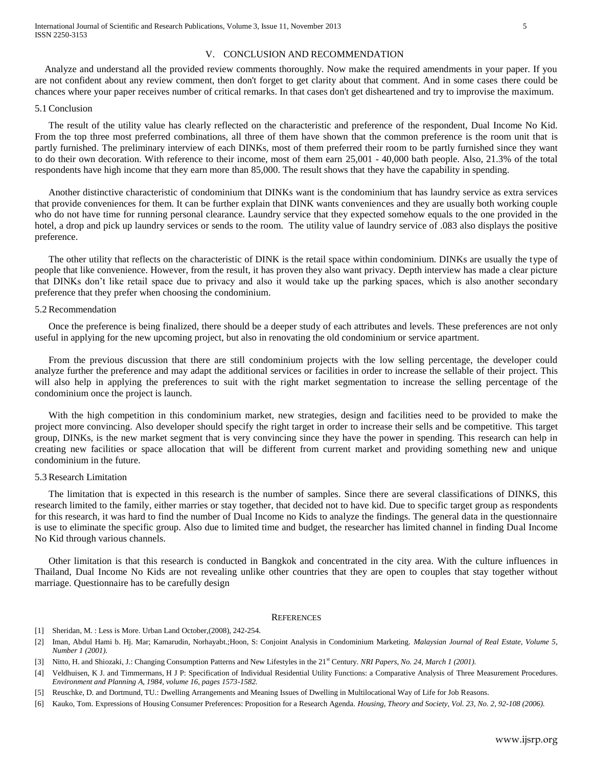## V. CONCLUSION AND RECOMMENDATION

Analyze and understand all the provided review comments thoroughly. Now make the required amendments in your paper. If you are not confident about any review comment, then don't forget to get clarity about that comment. And in some cases there could be chances where your paper receives number of critical remarks. In that cases don't get disheartened and try to improvise the maximum.

### 5.1 Conclusion

The result of the utility value has clearly reflected on the characteristic and preference of the respondent, Dual Income No Kid. From the top three most preferred combinations, all three of them have shown that the common preference is the room unit that is partly furnished. The preliminary interview of each DINKs, most of them preferred their room to be partly furnished since they want to do their own decoration. With reference to their income, most of them earn 25,001 - 40,000 bath people. Also, 21.3% of the total respondents have high income that they earn more than 85,000. The result shows that they have the capability in spending.

Another distinctive characteristic of condominium that DINKs want is the condominium that has laundry service as extra services that provide conveniences for them. It can be further explain that DINK wants conveniences and they are usually both working couple who do not have time for running personal clearance. Laundry service that they expected somehow equals to the one provided in the hotel, a drop and pick up laundry services or sends to the room. The utility value of laundry service of .083 also displays the positive preference.

The other utility that reflects on the characteristic of DINK is the retail space within condominium. DINKs are usually the type of people that like convenience. However, from the result, it has proven they also want privacy. Depth interview has made a clear picture that DINKs don't like retail space due to privacy and also it would take up the parking spaces, which is also another secondary preference that they prefer when choosing the condominium.

### 5.2 Recommendation

Once the preference is being finalized, there should be a deeper study of each attributes and levels. These preferences are not only useful in applying for the new upcoming project, but also in renovating the old condominium or service apartment.

From the previous discussion that there are still condominium projects with the low selling percentage, the developer could analyze further the preference and may adapt the additional services or facilities in order to increase the sellable of their project. This will also help in applying the preferences to suit with the right market segmentation to increase the selling percentage of the condominium once the project is launch.

With the high competition in this condominium market, new strategies, design and facilities need to be provided to make the project more convincing. Also developer should specify the right target in order to increase their sells and be competitive. This target group, DINKs, is the new market segment that is very convincing since they have the power in spending. This research can help in creating new facilities or space allocation that will be different from current market and providing something new and unique condominium in the future.

### 5.3 Research Limitation

The limitation that is expected in this research is the number of samples. Since there are several classifications of DINKS, this research limited to the family, either marries or stay together, that decided not to have kid. Due to specific target group as respondents for this research, it was hard to find the number of Dual Income no Kids to analyze the findings. The general data in the questionnaire is use to eliminate the specific group. Also due to limited time and budget, the researcher has limited channel in finding Dual Income No Kid through various channels.

Other limitation is that this research is conducted in Bangkok and concentrated in the city area. With the culture influences in Thailand, Dual Income No Kids are not revealing unlike other countries that they are open to couples that stay together without marriage. Questionnaire has to be carefully design

## REFERENCES

[1] Sheridan, M. : Less is More. Urban Land October,(2008), 242-254.

[2] Iman, Abdul Hami b. Hj. Mar; Kamarudin, Norhayabt.;Hoon, S: Conjoint Analysis in Condominium Marketing. *Malaysian Journal of Real Estate, Volume 5, Number 1 (2001).*

[3] Nitto, H. and Shiozaki, J.: Changing Consumption Patterns and New Lifestyles in the 21st Century. *NRI Papers, No. 24, March 1 (2001).*

[4] Veldhuisen, K J. and Timmermans, H J P: Specification of Individual Residential Utility Functions: a Comparative Analysis of Three Measurement Procedures. *Environment and Planning A, 1984, volume 16, pages 1573-1582.*

[5] Reuschke, D. and Dortmund, TU.: Dwelling Arrangements and Meaning Issues of Dwelling in Multilocational Way of Life for Job Reasons.

[6] Kauko, Tom. Expressions of Housing Consumer Preferences: Proposition for a Research Agenda. *Housing, Theory and Society, Vol. 23, No. 2, 92-108 (2006).*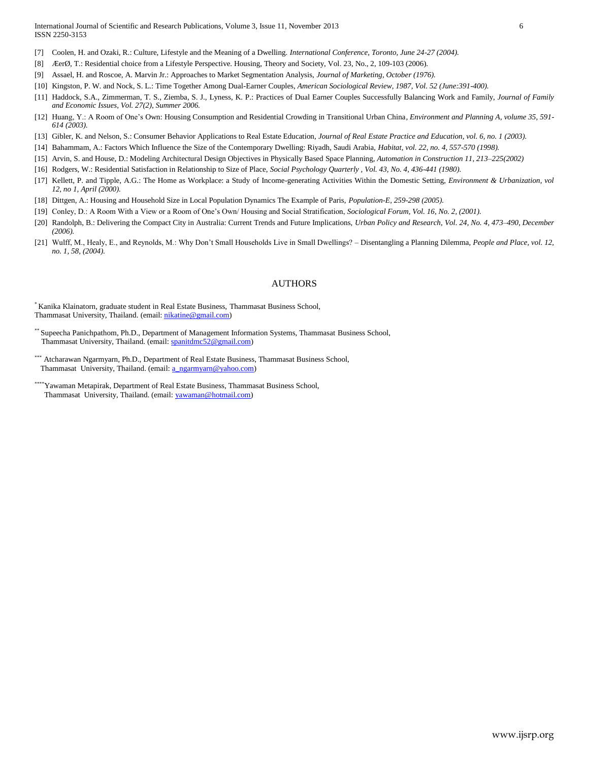[7] Coolen, H. and Ozaki, R.: Culture, Lifestyle and the Meaning of a Dwelling. *International Conference, Toronto, June 24-27 (2004).*

[8] ÆerØ, T.: Residential choice from a Lifestyle Perspective. Housing, Theory and Society, Vol. 23, No., 2, 109-103 (2006).

[9] Assael, H. and Roscoe, A. Marvin Jr.: Approaches to Market Segmentation Analysis, *Journal of Marketing, October (1976).*

[10] Kingston, P. W. and Nock, S. L.: Time Together Among Dual-Earner Couples, *American Sociological Review, 1987, Vol. 52 (June:391-400).*

[11] Haddock, S.A., Zimmerman, T. S., Ziemba, S. J., Lyness, K. P.: Practices of Dual Earner Couples Successfully Balancing Work and Family, *Journal of Family and Economic Issues, Vol. 27(2), Summer 2006.*

[12] Huang, Y.: A Room of One's Own: Housing Consumption and Residential Crowding in Transitional Urban China, *Environment and Planning A, volume 35, 591-614 (2003).*

[13] Gibler, K. and Nelson, S.: Consumer Behavior Applications to Real Estate Education, *Journal of Real Estate Practice and Education, vol. 6, no. 1 (2003).*

[14] Bahammam, A.: Factors Which Influence the Size of the Contemporary Dwelling: Riyadh, Saudi Arabia, *Habitat, vol. 22, no. 4, 557-570 (1998).*

[15] Arvin, S. and House, D.: Modeling Architectural Design Objectives in Physically Based Space Planning, *Automation in Construction 11, 213–225(2002)*

[16] Rodgers, W.: Residential Satisfaction in Relationship to Size of Place, *Social Psychology Quarterly , Vol. 43, No. 4, 436-441 (1980).*

[17] Kellett, P. and Tipple, A.G.: The Home as Workplace: a Study of Income-generating Activities Within the Domestic Setting, *Environment & Urbanization, vol 12, no 1, April (2000).*

[18] Dittgen, A.: Housing and Household Size in Local Population Dynamics The Example of Paris, *Population-E, 259-298 (2005).*

[19] Conley, D.: A Room With a View or a Room of One's Own/ Housing and Social Stratification, *Sociological Forum, Vol. 16, No. 2, (2001).*

[20] Randolph, B.: Delivering the Compact City in Australia: Current Trends and Future Implications, *Urban Policy and Research, Vol. 24, No. 4, 473–490, December (2006).*

[21] Wulff, M., Healy, E., and Reynolds, M.: Why Don't Small Households Live in Small Dwellings? – Disentangling a Planning Dilemma, *People and Place, vol. 12, no. 1, 58, (2004).*

## AUTHORS

[*] Kanika Klainatorn, graduate student in Real Estate Business, Thammasat Business School, Thammasat University, Thailand. (email: nikatine@gmail.com)

[**] Supeecha Panichpathom, Ph.D., Department of Management Information Systems, Thammasat Business School, Thammasat University, Thailand. (email: spanitdmc52@gmail.com)

[***] Atcharawan Ngarmyarn, Ph.D., Department of Real Estate Business, Thammasat Business School, Thammasat University, Thailand. (email: a_ngarmyarn@yahoo.com)

[****] Yawaman Metapirak, Department of Real Estate Business, Thammasat Business School, Thammasat University, Thailand. (email: yawaman@hotmail.com)